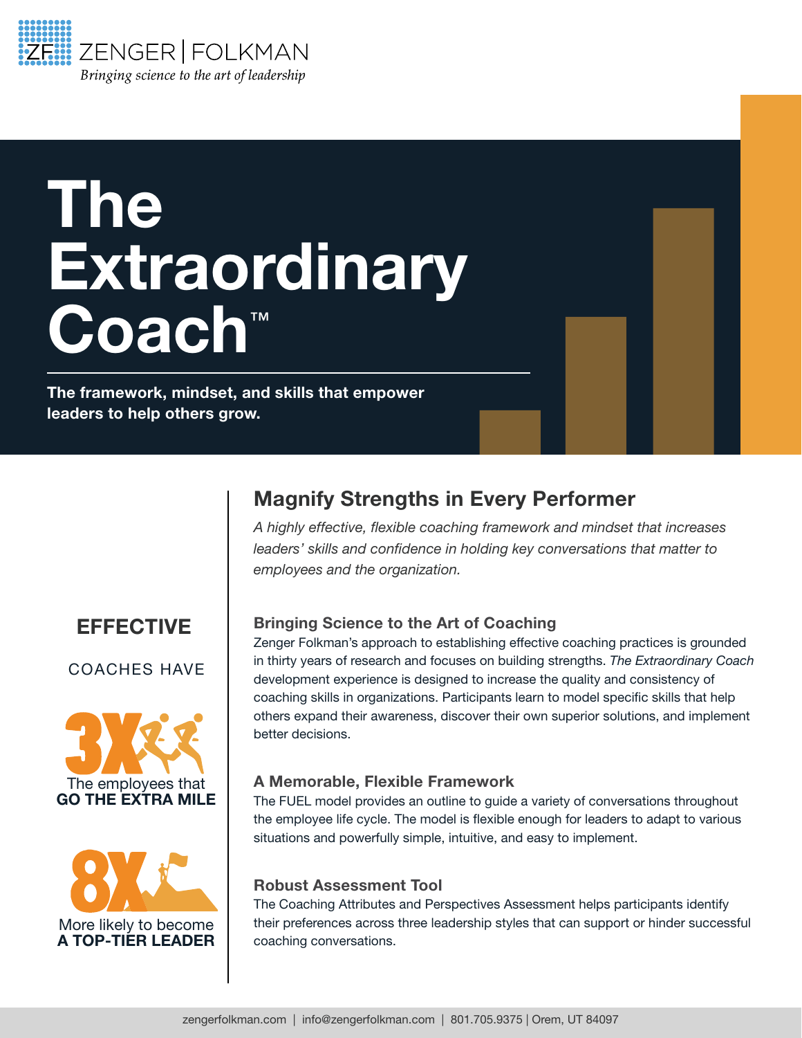ZENGER | FOLKMAN

*Bringing science to the art of leadership*

# The Extraordinary Coach™

**The framework, mindset, and skills that empower leaders to help others grow.**

## Magnify Strengths in Every Performer

*A highly effective, flexible coaching framework and mindset that increases leaders' skills and confidence in holding key conversations that matter to employees and the organization.*

**EFFECTIVE**

COACHES HAVE

**3X** The employees that **GO THE EXTRA MILE**

**8X** More likely to become **A TOP-TIER LEADER**

### Bringing Science to the Art of Coaching

Zenger Folkman's approach to establishing effective coaching practices is grounded in thirty years of research and focuses on building strengths. *The Extraordinary Coach* development experience is designed to increase the quality and consistency of coaching skills in organizations. Participants learn to model specific skills that help others expand their awareness, discover their own superior solutions, and implement better decisions.

### A Memorable, Flexible Framework

The FUEL model provides an outline to guide a variety of conversations throughout the employee life cycle. The model is flexible enough for leaders to adapt to various situations and powerfully simple, intuitive, and easy to implement.

### Robust Assessment Tool

The Coaching Attributes and Perspectives Assessment helps participants identify their preferences across three leadership styles that can support or hinder successful coaching conversations.

zengerfolkman.com | info@zengerfolkman.com | 801.705.9375 | Orem, UT 84097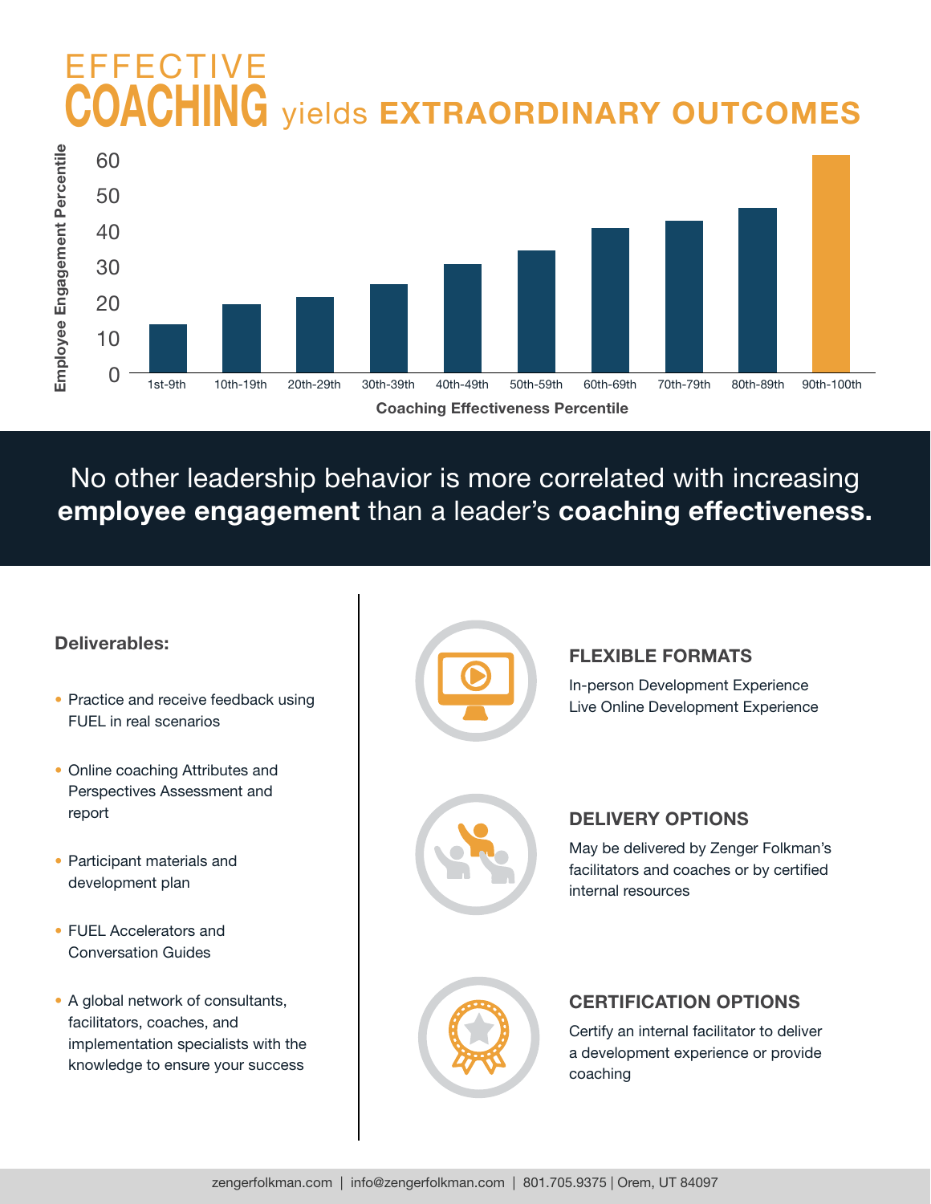# EFFECTIVE COACHING yields EXTRAORDINARY OUTCOMES

Employee Engagement Percentile

60
50
40
30
20
10
0

1st-9th
10th-19th
20th-29th
30th-39th
40th-49th
50th-59th
60th-69th
70th-79th
80th-89th
90th-100th

Coaching Effectiveness Percentile

No other leadership behavior is more correlated with increasing **employee engagement** than a leader's **coaching effectiveness.**

**Deliverables:**

- Practice and receive feedback using FUEL in real scenarios
- Online coaching Attributes and Perspectives Assessment and report
- Participant materials and development plan
- FUEL Accelerators and Conversation Guides
- A global network of consultants, facilitators, coaches, and implementation specialists with the knowledge to ensure your success

### FLEXIBLE FORMATS

In-person Development Experience
Live Online Development Experience

### DELIVERY OPTIONS

May be delivered by Zenger Folkman's facilitators and coaches or by certified internal resources

### CERTIFICATION OPTIONS

Certify an internal facilitator to deliver a development experience or provide coaching

zengerfolkman.com | info@zengerfolkman.com | 801.705.9375 | Orem, UT 84097